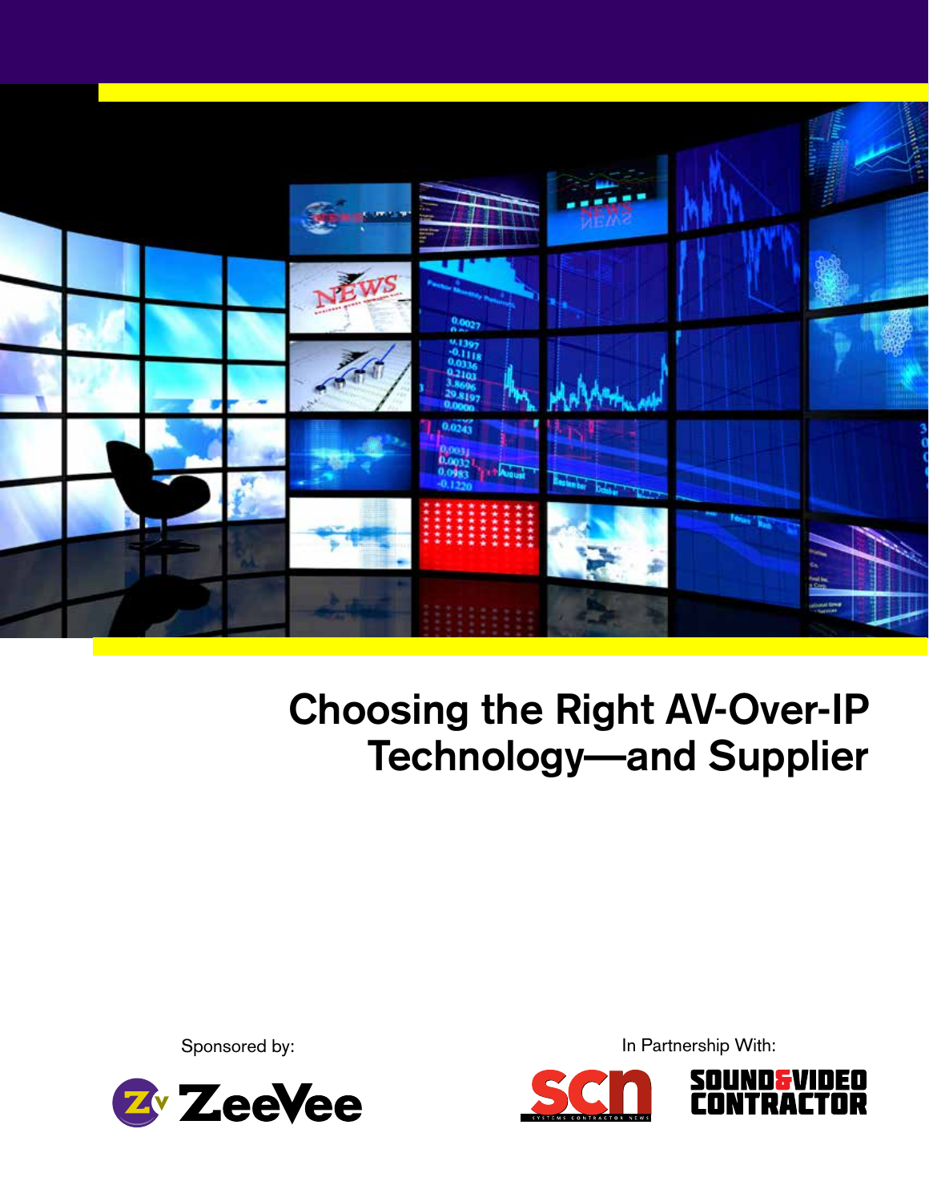# Choosing the Right AV-Over-IP Technology—and Supplier

Sponsored by:

ZeeVee

In Partnership With:

SCN Systems Contractor News

Sound & Video Contractor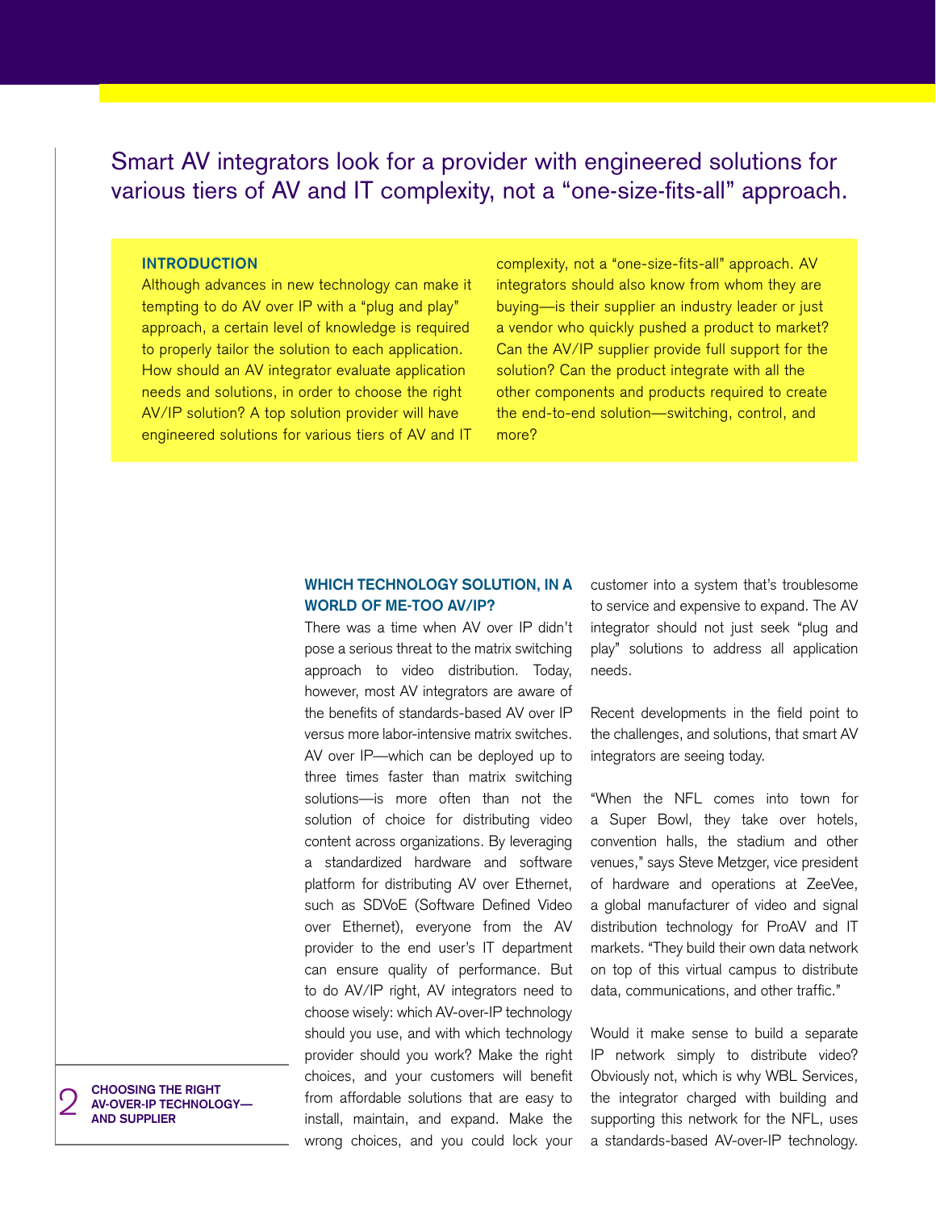Smart AV integrators look for a provider with engineered solutions for various tiers of AV and IT complexity, not a "one-size-fits-all" approach.

## INTRODUCTION

Although advances in new technology can make it tempting to do AV over IP with a "plug and play" approach, a certain level of knowledge is required to properly tailor the solution to each application. How should an AV integrator evaluate application needs and solutions, in order to choose the right AV/IP solution? A top solution provider will have engineered solutions for various tiers of AV and IT complexity, not a "one-size-fits-all" approach. AV integrators should also know from whom they are buying—is their supplier an industry leader or just a vendor who quickly pushed a product to market? Can the AV/IP supplier provide full support for the solution? Can the product integrate with all the other components and products required to create the end-to-end solution—switching, control, and more?

## WHICH TECHNOLOGY SOLUTION, IN A WORLD OF ME-TOO AV/IP?

There was a time when AV over IP didn't pose a serious threat to the matrix switching approach to video distribution. Today, however, most AV integrators are aware of the benefits of standards-based AV over IP versus more labor-intensive matrix switches. AV over IP—which can be deployed up to three times faster than matrix switching solutions—is more often than not the solution of choice for distributing video content across organizations. By leveraging a standardized hardware and software platform for distributing AV over Ethernet, such as SDVoE (Software Defined Video over Ethernet), everyone from the AV provider to the end user's IT department can ensure quality of performance. But to do AV/IP right, AV integrators need to choose wisely: which AV-over-IP technology should you use, and with which technology provider should you work? Make the right choices, and your customers will benefit from affordable solutions that are easy to install, maintain, and expand. Make the wrong choices, and you could lock your customer into a system that's troublesome to service and expensive to expand. The AV integrator should not just seek "plug and play" solutions to address all application needs.

Recent developments in the field point to the challenges, and solutions, that smart AV integrators are seeing today.

"When the NFL comes into town for a Super Bowl, they take over hotels, convention halls, the stadium and other venues," says Steve Metzger, vice president of hardware and operations at ZeeVee, a global manufacturer of video and signal distribution technology for ProAV and IT markets. "They build their own data network on top of this virtual campus to distribute data, communications, and other traffic."

Would it make sense to build a separate IP network simply to distribute video? Obviously not, which is why WBL Services, the integrator charged with building and supporting this network for the NFL, uses a standards-based AV-over-IP technology.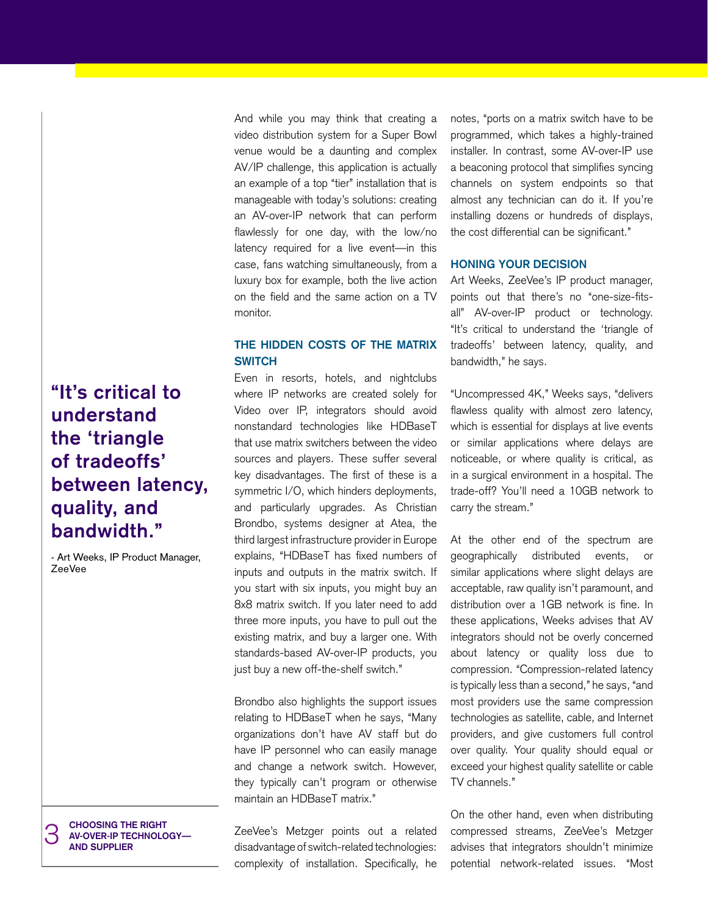> **“It’s critical to understand the ‘triangle of tradeoffs’ between latency, quality, and bandwidth.”**
>
> - Art Weeks, IP Product Manager, ZeeVee

And while you may think that creating a video distribution system for a Super Bowl venue would be a daunting and complex AV/IP challenge, this application is actually an example of a top “tier” installation that is manageable with today’s solutions: creating an AV-over-IP network that can perform flawlessly for one day, with the low/no latency required for a live event—in this case, fans watching simultaneously, from a luxury box for example, both the live action on the field and the same action on a TV monitor.

### THE HIDDEN COSTS OF THE MATRIX SWITCH

Even in resorts, hotels, and nightclubs where IP networks are created solely for Video over IP, integrators should avoid nonstandard technologies like HDBaseT that use matrix switchers between the video sources and players. These suffer several key disadvantages. The first of these is a symmetric I/O, which hinders deployments, and particularly upgrades. As Christian Brondbo, systems designer at Atea, the third largest infrastructure provider in Europe explains, “HDBaseT has fixed numbers of inputs and outputs in the matrix switch. If you start with six inputs, you might buy an 8x8 matrix switch. If you later need to add three more inputs, you have to pull out the existing matrix, and buy a larger one. With standards-based AV-over-IP products, you just buy a new off-the-shelf switch.”

Brondbo also highlights the support issues relating to HDBaseT when he says, “Many organizations don’t have AV staff but do have IP personnel who can easily manage and change a network switch. However, they typically can’t program or otherwise maintain an HDBaseT matrix.”

ZeeVee’s Metzger points out a related disadvantage of switch-related technologies: complexity of installation. Specifically, he notes, “ports on a matrix switch have to be programmed, which takes a highly-trained installer. In contrast, some AV-over-IP use a beaconing protocol that simplifies syncing channels on system endpoints so that almost any technician can do it. If you’re installing dozens or hundreds of displays, the cost differential can be significant.”

### HONING YOUR DECISION

Art Weeks, ZeeVee’s IP product manager, points out that there’s no “one-size-fits-all” AV-over-IP product or technology. “It’s critical to understand the ‘triangle of tradeoffs’ between latency, quality, and bandwidth,” he says.

“Uncompressed 4K,” Weeks says, “delivers flawless quality with almost zero latency, which is essential for displays at live events or similar applications where delays are noticeable, or where quality is critical, as in a surgical environment in a hospital. The trade-off? You’ll need a 10GB network to carry the stream.”

At the other end of the spectrum are geographically distributed events, or similar applications where slight delays are acceptable, raw quality isn’t paramount, and distribution over a 1GB network is fine. In these applications, Weeks advises that AV integrators should not be overly concerned about latency or quality loss due to compression. “Compression-related latency is typically less than a second,” he says, “and most providers use the same compression technologies as satellite, cable, and Internet providers, and give customers full control over quality. Your quality should equal or exceed your highest quality satellite or cable TV channels.”

On the other hand, even when distributing compressed streams, ZeeVee’s Metzger advises that integrators shouldn’t minimize potential network-related issues. “Most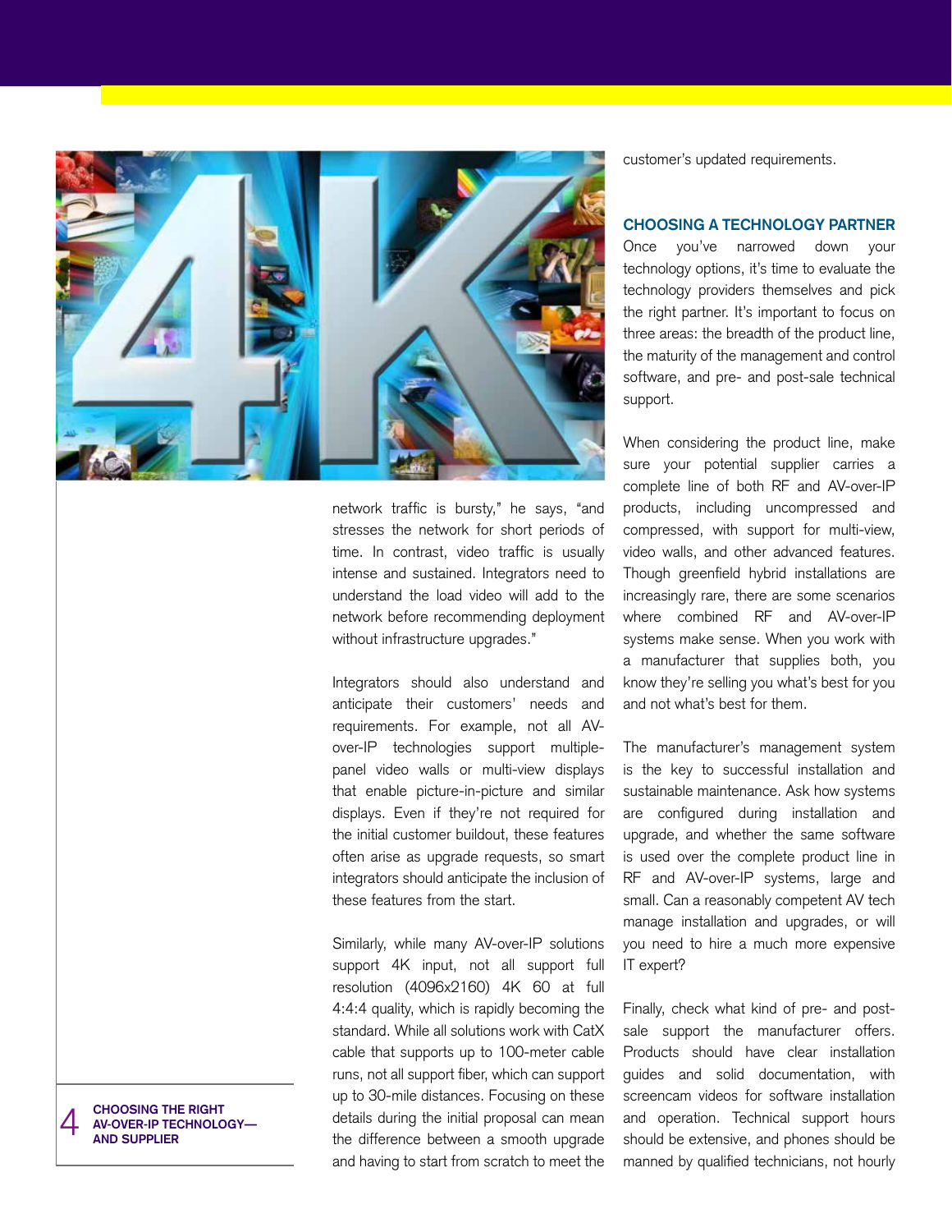network traffic is bursty," he says, "and stresses the network for short periods of time. In contrast, video traffic is usually intense and sustained. Integrators need to understand the load video will add to the network before recommending deployment without infrastructure upgrades."

Integrators should also understand and anticipate their customers' needs and requirements. For example, not all AV-over-IP technologies support multiple-panel video walls or multi-view displays that enable picture-in-picture and similar displays. Even if they're not required for the initial customer buildout, these features often arise as upgrade requests, so smart integrators should anticipate the inclusion of these features from the start.

Similarly, while many AV-over-IP solutions support 4K input, not all support full resolution (4096x2160) 4K 60 at full 4:4:4 quality, which is rapidly becoming the standard. While all solutions work with CatX cable that supports up to 100-meter cable runs, not all support fiber, which can support up to 30-mile distances. Focusing on these details during the initial proposal can mean the difference between a smooth upgrade and having to start from scratch to meet the customer's updated requirements.

## CHOOSING A TECHNOLOGY PARTNER

Once you've narrowed down your technology options, it's time to evaluate the technology providers themselves and pick the right partner. It's important to focus on three areas: the breadth of the product line, the maturity of the management and control software, and pre- and post-sale technical support.

When considering the product line, make sure your potential supplier carries a complete line of both RF and AV-over-IP products, including uncompressed and compressed, with support for multi-view, video walls, and other advanced features. Though greenfield hybrid installations are increasingly rare, there are some scenarios where combined RF and AV-over-IP systems make sense. When you work with a manufacturer that supplies both, you know they're selling you what's best for you and not what's best for them.

The manufacturer's management system is the key to successful installation and sustainable maintenance. Ask how systems are configured during installation and upgrade, and whether the same software is used over the complete product line in RF and AV-over-IP systems, large and small. Can a reasonably competent AV tech manage installation and upgrades, or will you need to hire a much more expensive IT expert?

Finally, check what kind of pre- and post-sale support the manufacturer offers. Products should have clear installation guides and solid documentation, with screencam videos for software installation and operation. Technical support hours should be extensive, and phones should be manned by qualified technicians, not hourly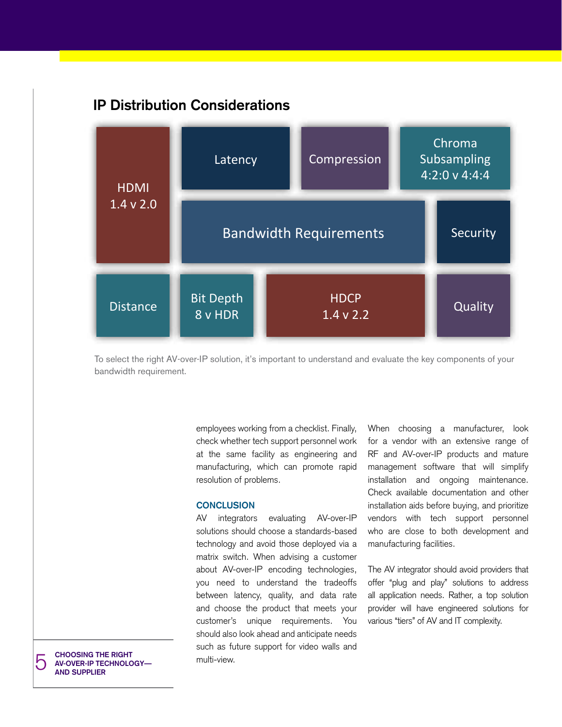## IP Distribution Considerations

HDMI 1.4 v 2.0

Latency

Compression

Chroma Subsampling 4:2:0 v 4:4:4

Bandwidth Requirements

Security

Distance

Bit Depth 8 v HDR

HDCP 1.4 v 2.2

Quality

To select the right AV-over-IP solution, it's important to understand and evaluate the key components of your bandwidth requirement.

employees working from a checklist. Finally, check whether tech support personnel work at the same facility as engineering and manufacturing, which can promote rapid resolution of problems.

### CONCLUSION

AV integrators evaluating AV-over-IP solutions should choose a standards-based technology and avoid those deployed via a matrix switch. When advising a customer about AV-over-IP encoding technologies, you need to understand the tradeoffs between latency, quality, and data rate and choose the product that meets your customer's unique requirements. You should also look ahead and anticipate needs such as future support for video walls and multi-view.

When choosing a manufacturer, look for a vendor with an extensive range of RF and AV-over-IP products and mature management software that will simplify installation and ongoing maintenance. Check available documentation and other installation aids before buying, and prioritize vendors with tech support personnel who are close to both development and manufacturing facilities.

The AV integrator should avoid providers that offer "plug and play" solutions to address all application needs. Rather, a top solution provider will have engineered solutions for various "tiers" of AV and IT complexity.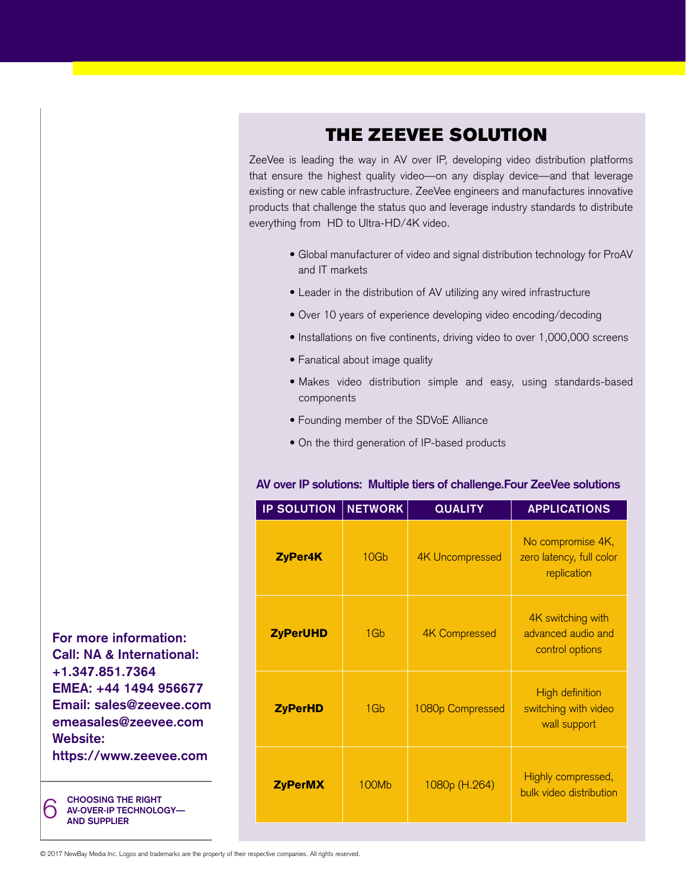# THE ZEEVEE SOLUTION

ZeeVee is leading the way in AV over IP, developing video distribution platforms that ensure the highest quality video—on any display device—and that leverage existing or new cable infrastructure. ZeeVee engineers and manufactures innovative products that challenge the status quo and leverage industry standards to distribute everything from HD to Ultra-HD/4K video.

- Global manufacturer of video and signal distribution technology for ProAV and IT markets
- Leader in the distribution of AV utilizing any wired infrastructure
- Over 10 years of experience developing video encoding/decoding
- Installations on five continents, driving video to over 1,000,000 screens
- Fanatical about image quality
- Makes video distribution simple and easy, using standards-based components
- Founding member of the SDVoE Alliance
- On the third generation of IP-based products

**AV over IP solutions: Multiple tiers of challenge.Four ZeeVee solutions**

| IP SOLUTION | NETWORK | QUALITY | APPLICATIONS |
|---|---|---|---|
| **ZyPer4K** | 10Gb | 4K Uncompressed | No compromise 4K, zero latency, full color replication |
| **ZyPerUHD** | 1Gb | 4K Compressed | 4K switching with advanced audio and control options |
| **ZyPerHD** | 1Gb | 1080p Compressed | High definition switching with video wall support |
| **ZyPerMX** | 100Mb | 1080p (H.264) | Highly compressed, bulk video distribution |

**For more information:**
**Call: NA & International: +1.347.851.7364**
**EMEA: +44 1494 956677**
**Email: sales@zeevee.com**
**emeasales@zeevee.com**
**Website: https://www.zeevee.com**

© 2017 NewBay Media Inc. Logos and trademarks are the property of their respective companies. All rights reserved.